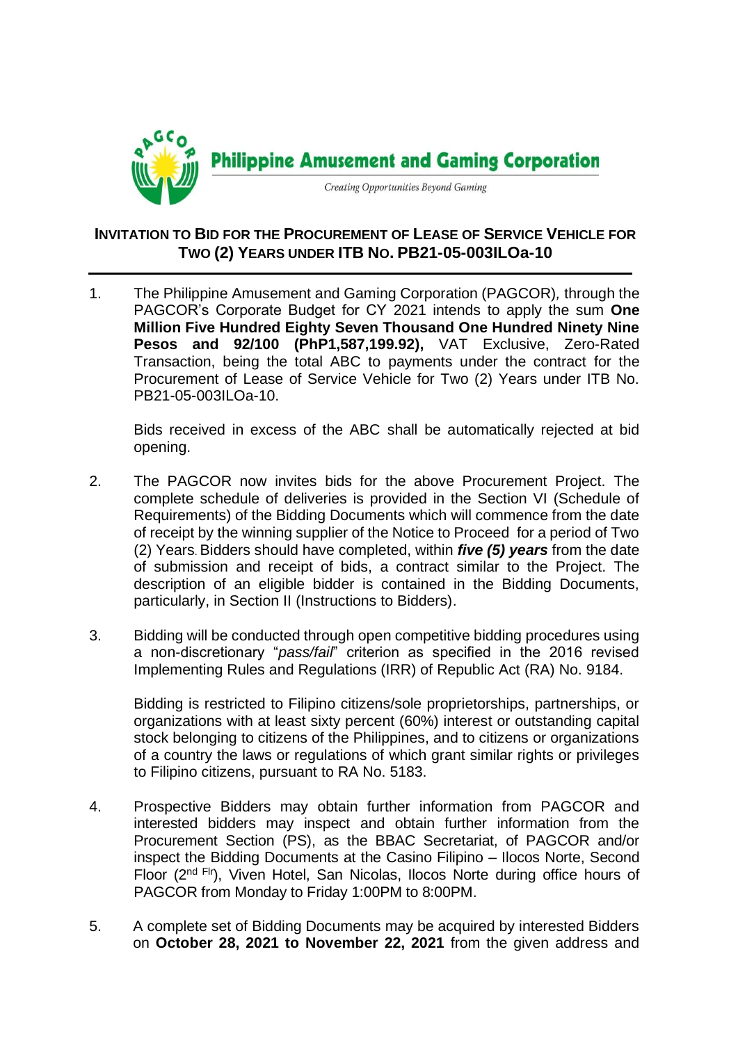**Philippine Amusement and Gaming Corporation**

*Creating Opportunities Beyond Gaming*

## INVITATION TO BID FOR THE PROCUREMENT OF LEASE OF SERVICE VEHICLE FOR TWO (2) YEARS UNDER ITB NO. PB21-05-003ILOa-10

1. The Philippine Amusement and Gaming Corporation (PAGCOR), through the PAGCOR's Corporate Budget for CY 2021 intends to apply the sum **One Million Five Hundred Eighty Seven Thousand One Hundred Ninety Nine Pesos and 92/100 (PhP1,587,199.92),** VAT Exclusive, Zero-Rated Transaction, being the total ABC to payments under the contract for the Procurement of Lease of Service Vehicle for Two (2) Years under ITB No. PB21-05-003ILOa-10.

   Bids received in excess of the ABC shall be automatically rejected at bid opening.

2. The PAGCOR now invites bids for the above Procurement Project. The complete schedule of deliveries is provided in the Section VI (Schedule of Requirements) of the Bidding Documents which will commence from the date of receipt by the winning supplier of the Notice to Proceed for a period of Two (2) Years. Bidders should have completed, within ***five (5) years*** from the date of submission and receipt of bids, a contract similar to the Project. The description of an eligible bidder is contained in the Bidding Documents, particularly, in Section II (Instructions to Bidders).

3. Bidding will be conducted through open competitive bidding procedures using a non-discretionary "*pass/fail*" criterion as specified in the 2016 revised Implementing Rules and Regulations (IRR) of Republic Act (RA) No. 9184.

   Bidding is restricted to Filipino citizens/sole proprietorships, partnerships, or organizations with at least sixty percent (60%) interest or outstanding capital stock belonging to citizens of the Philippines, and to citizens or organizations of a country the laws or regulations of which grant similar rights or privileges to Filipino citizens, pursuant to RA No. 5183.

4. Prospective Bidders may obtain further information from PAGCOR and interested bidders may inspect and obtain further information from the Procurement Section (PS), as the BBAC Secretariat, of PAGCOR and/or inspect the Bidding Documents at the Casino Filipino – Ilocos Norte, Second Floor (2nd Flr), Viven Hotel, San Nicolas, Ilocos Norte during office hours of PAGCOR from Monday to Friday 1:00PM to 8:00PM.

5. A complete set of Bidding Documents may be acquired by interested Bidders on **October 28, 2021 to November 22, 2021** from the given address and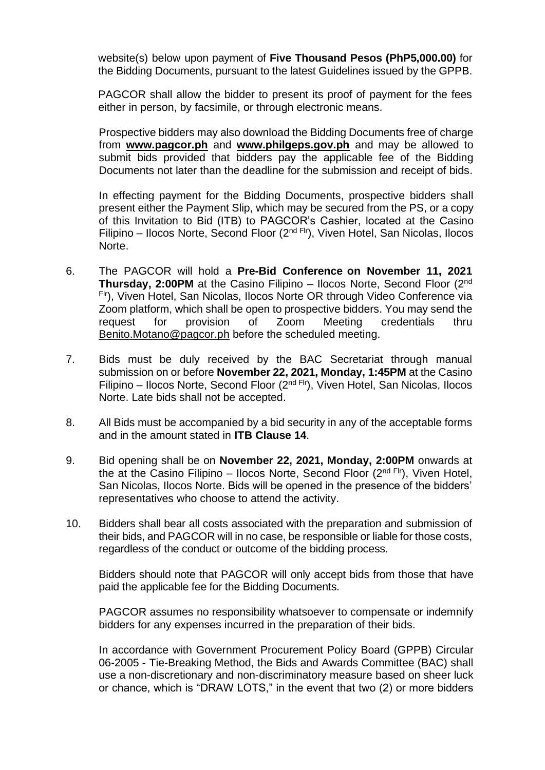website(s) below upon payment of **Five Thousand Pesos (PhP5,000.00)** for the Bidding Documents, pursuant to the latest Guidelines issued by the GPPB.

PAGCOR shall allow the bidder to present its proof of payment for the fees either in person, by facsimile, or through electronic means.

Prospective bidders may also download the Bidding Documents free of charge from **www.pagcor.ph** and **www.philgeps.gov.ph** and may be allowed to submit bids provided that bidders pay the applicable fee of the Bidding Documents not later than the deadline for the submission and receipt of bids.

In effecting payment for the Bidding Documents, prospective bidders shall present either the Payment Slip, which may be secured from the PS, or a copy of this Invitation to Bid (ITB) to PAGCOR's Cashier, located at the Casino Filipino – Ilocos Norte, Second Floor (2nd Flr), Viven Hotel, San Nicolas, Ilocos Norte.

6. The PAGCOR will hold a **Pre-Bid Conference on November 11, 2021 Thursday, 2:00PM** at the Casino Filipino – Ilocos Norte, Second Floor (2nd Flr), Viven Hotel, San Nicolas, Ilocos Norte OR through Video Conference via Zoom platform, which shall be open to prospective bidders. You may send the request for provision of Zoom Meeting credentials thru Benito.Motano@pagcor.ph before the scheduled meeting.

7. Bids must be duly received by the BAC Secretariat through manual submission on or before **November 22, 2021, Monday, 1:45PM** at the Casino Filipino – Ilocos Norte, Second Floor (2nd Flr), Viven Hotel, San Nicolas, Ilocos Norte. Late bids shall not be accepted.

8. All Bids must be accompanied by a bid security in any of the acceptable forms and in the amount stated in **ITB Clause 14**.

9. Bid opening shall be on **November 22, 2021, Monday, 2:00PM** onwards at the at the Casino Filipino – Ilocos Norte, Second Floor (2nd Flr), Viven Hotel, San Nicolas, Ilocos Norte. Bids will be opened in the presence of the bidders' representatives who choose to attend the activity.

10. Bidders shall bear all costs associated with the preparation and submission of their bids, and PAGCOR will in no case, be responsible or liable for those costs, regardless of the conduct or outcome of the bidding process.

    Bidders should note that PAGCOR will only accept bids from those that have paid the applicable fee for the Bidding Documents.

    PAGCOR assumes no responsibility whatsoever to compensate or indemnify bidders for any expenses incurred in the preparation of their bids.

    In accordance with Government Procurement Policy Board (GPPB) Circular 06-2005 - Tie-Breaking Method, the Bids and Awards Committee (BAC) shall use a non-discretionary and non-discriminatory measure based on sheer luck or chance, which is "DRAW LOTS," in the event that two (2) or more bidders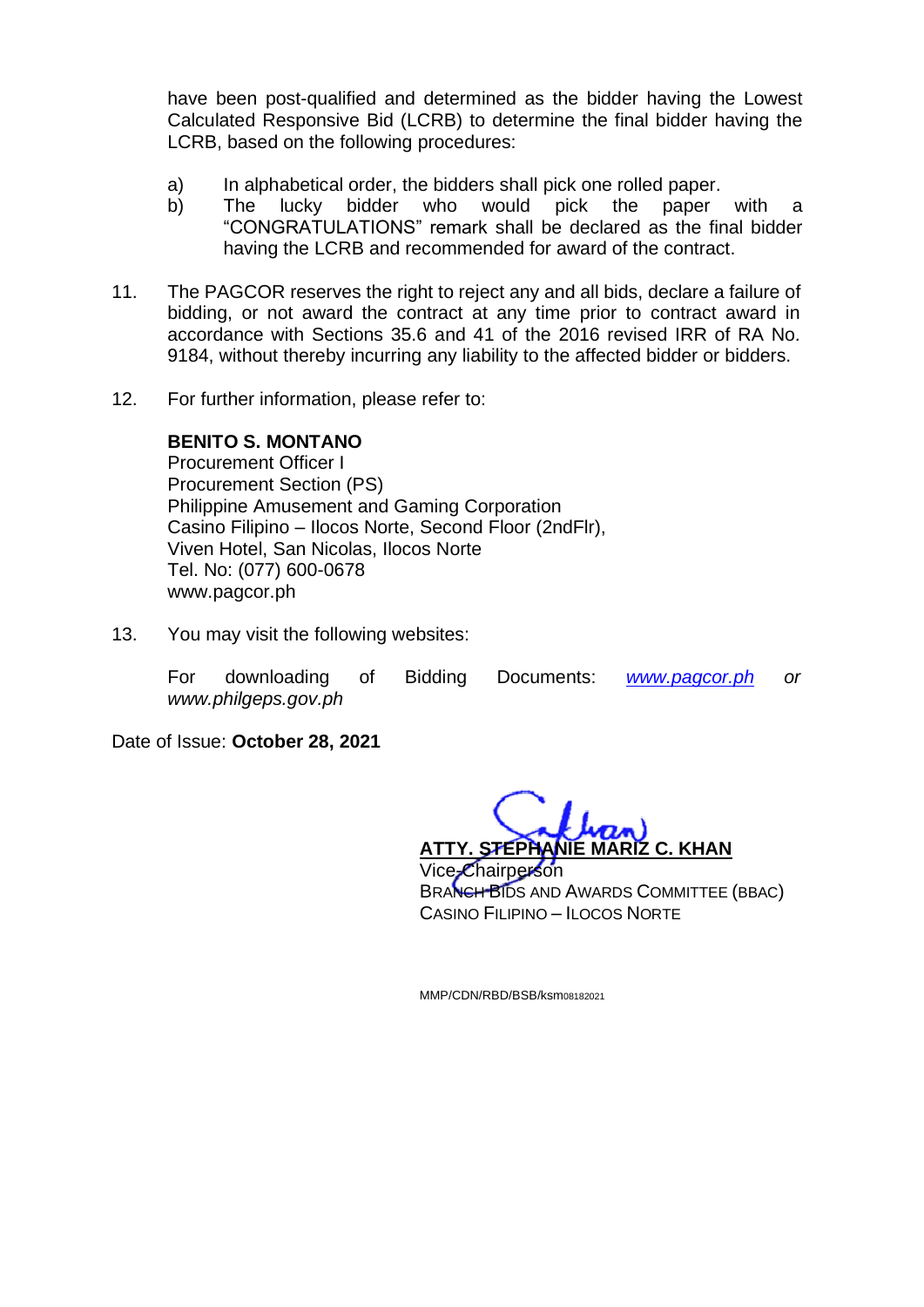have been post-qualified and determined as the bidder having the Lowest Calculated Responsive Bid (LCRB) to determine the final bidder having the LCRB, based on the following procedures:

a) In alphabetical order, the bidders shall pick one rolled paper.
b) The lucky bidder who would pick the paper with a "CONGRATULATIONS" remark shall be declared as the final bidder having the LCRB and recommended for award of the contract.

11. The PAGCOR reserves the right to reject any and all bids, declare a failure of bidding, or not award the contract at any time prior to contract award in accordance with Sections 35.6 and 41 of the 2016 revised IRR of RA No. 9184, without thereby incurring any liability to the affected bidder or bidders.

12. For further information, please refer to:

    **BENITO S. MONTANO**
    Procurement Officer I
    Procurement Section (PS)
    Philippine Amusement and Gaming Corporation
    Casino Filipino – Ilocos Norte, Second Floor (2ndFlr),
    Viven Hotel, San Nicolas, Ilocos Norte
    Tel. No: (077) 600-0678
    www.pagcor.ph

13. You may visit the following websites:

    For downloading of Bidding Documents: *www.pagcor.ph or www.philgeps.gov.ph*

Date of Issue: **October 28, 2021**

**ATTY. STEPHANIE MARIZ C. KHAN**
Vice-Chairperson
BRANCH BIDS AND AWARDS COMMITTEE (BBAC)
CASINO FILIPINO – ILOCOS NORTE

MMP/CDN/RBD/BSB/ksm08182021